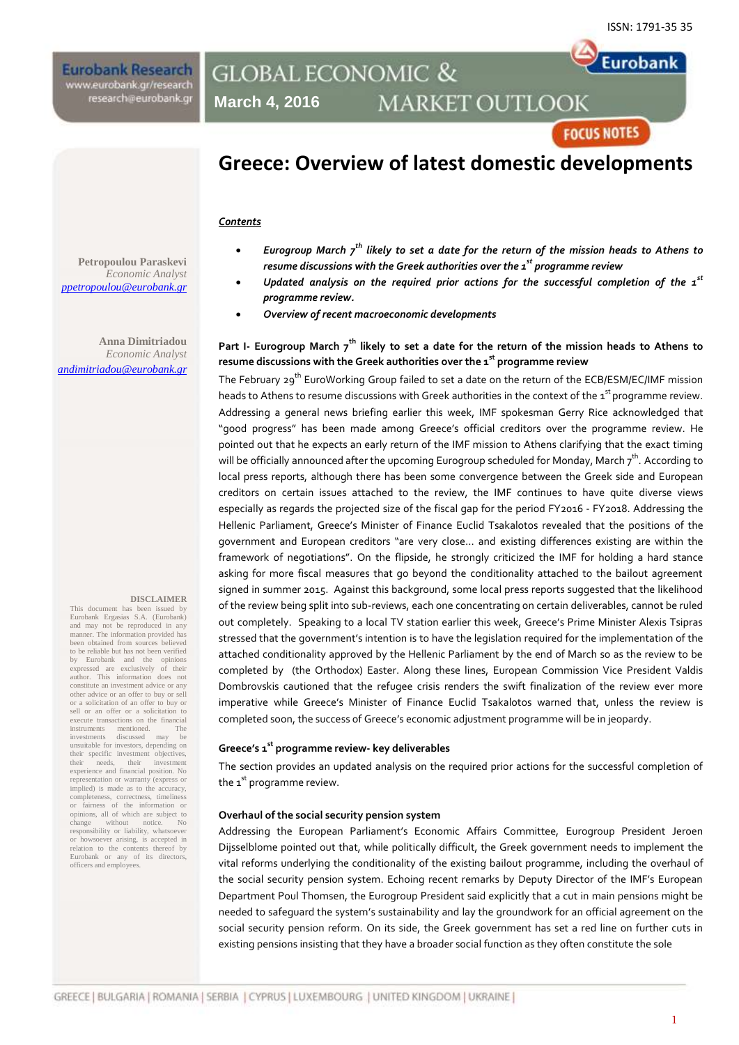ISSN: 1791-35 35

Eurobank Research
www.eurobank.gr/research
research@eurobank.gr

GLOBAL ECONOMIC & MARKET OUTLOOK

March 4, 2016

FOCUS NOTES

# Greece: Overview of latest domestic developments

Petropoulou Paraskevi
*Economic Analyst*
ppetropoulou@eurobank.gr

Anna Dimitriadou
*Economic Analyst*
andimitriadou@eurobank.gr

***Contents***

- ***Eurogroup March 7th likely to set a date for the return of the mission heads to Athens to resume discussions with the Greek authorities over the 1st programme review***
- ***Updated analysis on the required prior actions for the successful completion of the 1st programme review.***
- ***Overview of recent macroeconomic developments***

**Part I- Eurogroup March 7th likely to set a date for the return of the mission heads to Athens to resume discussions with the Greek authorities over the 1st programme review**

The February 29th EuroWorking Group failed to set a date on the return of the ECB/ESM/EC/IMF mission heads to Athens to resume discussions with Greek authorities in the context of the 1st programme review. Addressing a general news briefing earlier this week, IMF spokesman Gerry Rice acknowledged that "good progress" has been made among Greece's official creditors over the programme review. He pointed out that he expects an early return of the IMF mission to Athens clarifying that the exact timing will be officially announced after the upcoming Eurogroup scheduled for Monday, March 7th. According to local press reports, although there has been some convergence between the Greek side and European creditors on certain issues attached to the review, the IMF continues to have quite diverse views especially as regards the projected size of the fiscal gap for the period FY2016 - FY2018. Addressing the Hellenic Parliament, Greece's Minister of Finance Euclid Tsakalotos revealed that the positions of the government and European creditors "are very close... and existing differences existing are within the framework of negotiations". On the flipside, he strongly criticized the IMF for holding a hard stance asking for more fiscal measures that go beyond the conditionality attached to the bailout agreement signed in summer 2015. Against this background, some local press reports suggested that the likelihood of the review being split into sub-reviews, each one concentrating on certain deliverables, cannot be ruled out completely. Speaking to a local TV station earlier this week, Greece's Prime Minister Alexis Tsipras stressed that the government's intention is to have the legislation required for the implementation of the attached conditionality approved by the Hellenic Parliament by the end of March so as the review to be completed by (the Orthodox) Easter. Along these lines, European Commission Vice President Valdis Dombrovskis cautioned that the refugee crisis renders the swift finalization of the review ever more imperative while Greece's Minister of Finance Euclid Tsakalotos warned that, unless the review is completed soon, the success of Greece's economic adjustment programme will be in jeopardy.

**Greece's 1st programme review- key deliverables**

The section provides an updated analysis on the required prior actions for the successful completion of the 1st programme review.

**Overhaul of the social security pension system**

Addressing the European Parliament's Economic Affairs Committee, Eurogroup President Jeroen Dijsselblome pointed out that, while politically difficult, the Greek government needs to implement the vital reforms underlying the conditionality of the existing bailout programme, including the overhaul of the social security pension system. Echoing recent remarks by Deputy Director of the IMF's European Department Poul Thomsen, the Eurogroup President said explicitly that a cut in main pensions might be needed to safeguard the system's sustainability and lay the groundwork for an official agreement on the social security pension reform. On its side, the Greek government has set a red line on further cuts in existing pensions insisting that they have a broader social function as they often constitute the sole

**DISCLAIMER**
This document has been issued by Eurobank Ergasias S.A. (Eurobank) and may not be reproduced in any manner. The information provided has been obtained from sources believed to be reliable but has not been verified by Eurobank and the opinions expressed are exclusively of their author. This information does not constitute an investment advice or any other advice or an offer to buy or sell or a solicitation of an offer to buy or sell or an offer or a solicitation to execute transactions on the financial instruments mentioned. The investments discussed may be unsuitable for investors, depending on their specific investment objectives, their needs, their investment experience and financial position. No representation or warranty (express or implied) is made as to the accuracy, completeness, correctness, timeliness or fairness of the information or opinions, all of which are subject to change without notice. No responsibility or liability, whatsoever or howsoever arising, is accepted in relation to the contents thereof by Eurobank or any of its directors, officers and employees.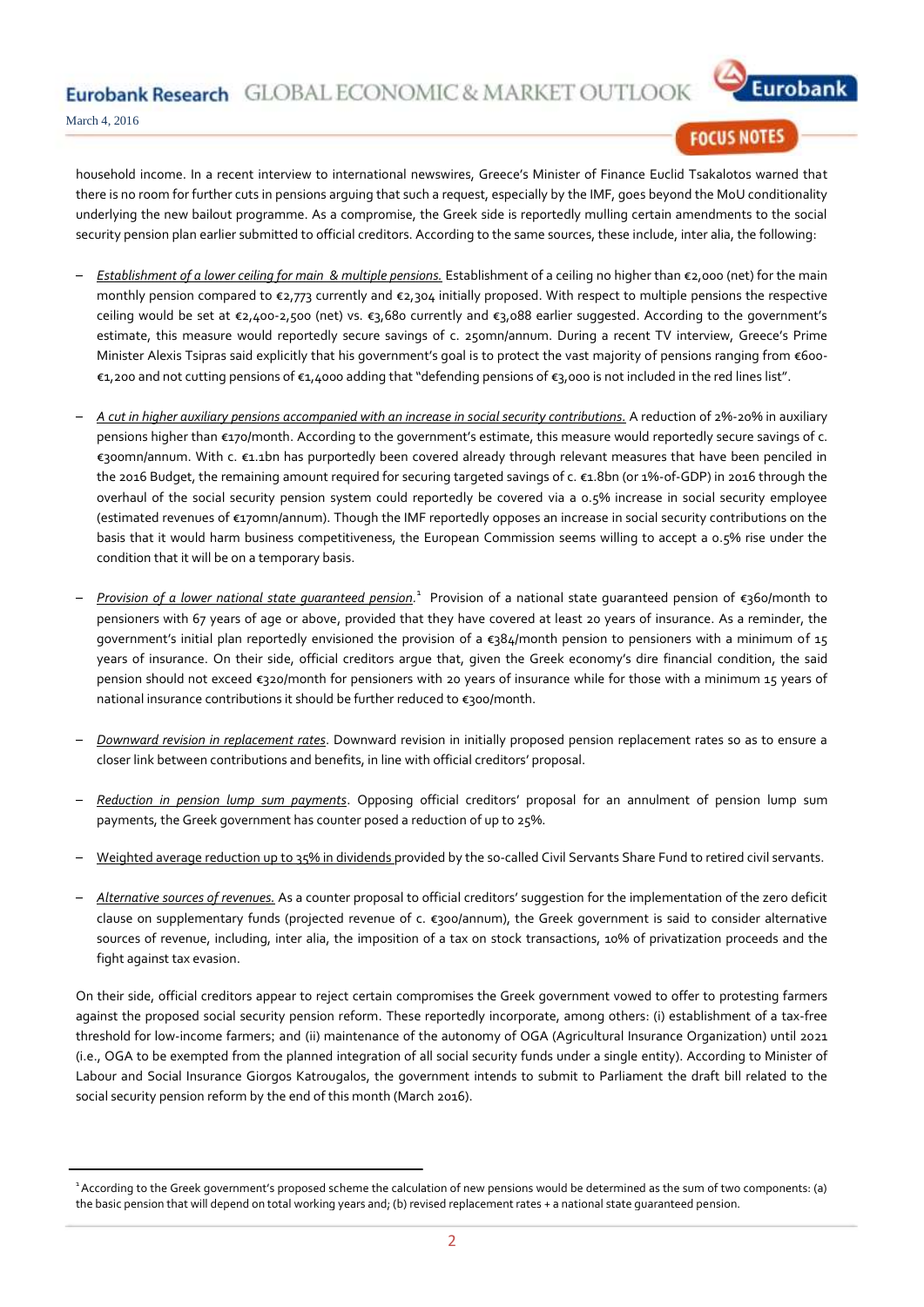household income. In a recent interview to international newswires, Greece's Minister of Finance Euclid Tsakalotos warned that there is no room for further cuts in pensions arguing that such a request, especially by the IMF, goes beyond the MoU conditionality underlying the new bailout programme. As a compromise, the Greek side is reportedly mulling certain amendments to the social security pension plan earlier submitted to official creditors. According to the same sources, these include, inter alia, the following:

- *Establishment of a lower ceiling for main & multiple pensions.* Establishment of a ceiling no higher than €2,000 (net) for the main monthly pension compared to €2,773 currently and €2,304 initially proposed. With respect to multiple pensions the respective ceiling would be set at €2,400-2,500 (net) vs. €3,680 currently and €3,088 earlier suggested. According to the government's estimate, this measure would reportedly secure savings of c. 250mn/annum. During a recent TV interview, Greece's Prime Minister Alexis Tsipras said explicitly that his government's goal is to protect the vast majority of pensions ranging from €600-€1,200 and not cutting pensions of €1,4000 adding that "defending pensions of €3,000 is not included in the red lines list".

- *A cut in higher auxiliary pensions accompanied with an increase in social security contributions.* A reduction of 2%-20% in auxiliary pensions higher than €170/month. According to the government's estimate, this measure would reportedly secure savings of c. €300mn/annum. With c. €1.1bn has purportedly been covered already through relevant measures that have been penciled in the 2016 Budget, the remaining amount required for securing targeted savings of c. €1.8bn (or 1%-of-GDP) in 2016 through the overhaul of the social security pension system could reportedly be covered via a 0.5% increase in social security employee (estimated revenues of €170mn/annum). Though the IMF reportedly opposes an increase in social security contributions on the basis that it would harm business competitiveness, the European Commission seems willing to accept a 0.5% rise under the condition that it will be on a temporary basis.

- *Provision of a lower national state guaranteed pension.*[1] Provision of a national state guaranteed pension of €360/month to pensioners with 67 years of age or above, provided that they have covered at least 20 years of insurance. As a reminder, the government's initial plan reportedly envisioned the provision of a €384/month pension to pensioners with a minimum of 15 years of insurance. On their side, official creditors argue that, given the Greek economy's dire financial condition, the said pension should not exceed €320/month for pensioners with 20 years of insurance while for those with a minimum 15 years of national insurance contributions it should be further reduced to €300/month.

- *Downward revision in replacement rates*. Downward revision in initially proposed pension replacement rates so as to ensure a closer link between contributions and benefits, in line with official creditors' proposal.

- *Reduction in pension lump sum payments*. Opposing official creditors' proposal for an annulment of pension lump sum payments, the Greek government has counter posed a reduction of up to 25%.

- Weighted average reduction up to 35% in dividends provided by the so-called Civil Servants Share Fund to retired civil servants.

- *Alternative sources of revenues.* As a counter proposal to official creditors' suggestion for the implementation of the zero deficit clause on supplementary funds (projected revenue of c. €300/annum), the Greek government is said to consider alternative sources of revenue, including, inter alia, the imposition of a tax on stock transactions, 10% of privatization proceeds and the fight against tax evasion.

On their side, official creditors appear to reject certain compromises the Greek government vowed to offer to protesting farmers against the proposed social security pension reform. These reportedly incorporate, among others: (i) establishment of a tax-free threshold for low-income farmers; and (ii) maintenance of the autonomy of OGA (Agricultural Insurance Organization) until 2021 (i.e., OGA to be exempted from the planned integration of all social security funds under a single entity). According to Minister of Labour and Social Insurance Giorgos Katrougalos, the government intends to submit to Parliament the draft bill related to the social security pension reform by the end of this month (March 2016).

---

[1] According to the Greek government's proposed scheme the calculation of new pensions would be determined as the sum of two components: (a) the basic pension that will depend on total working years and; (b) revised replacement rates + a national state guaranteed pension.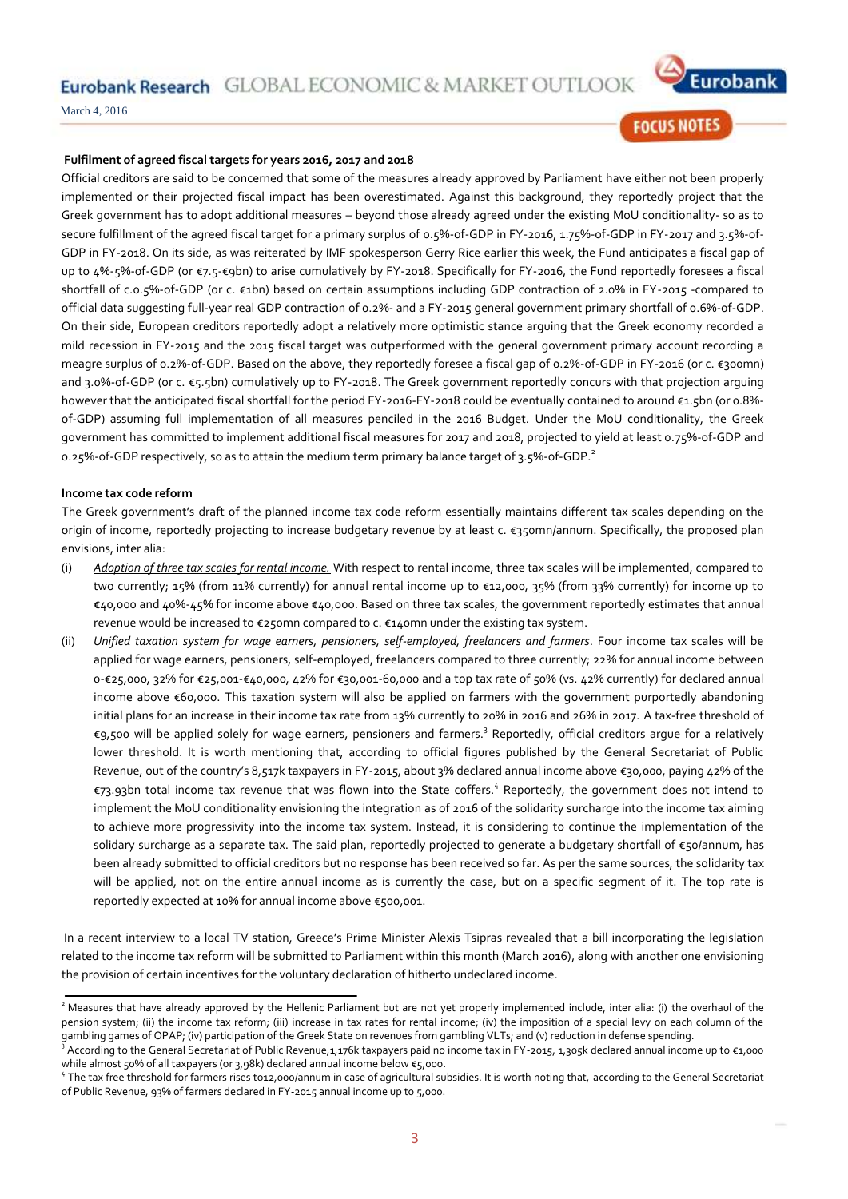**Fulfilment of agreed fiscal targets for years 2016, 2017 and 2018**

Official creditors are said to be concerned that some of the measures already approved by Parliament have either not been properly implemented or their projected fiscal impact has been overestimated. Against this background, they reportedly project that the Greek government has to adopt additional measures – beyond those already agreed under the existing MoU conditionality- so as to secure fulfillment of the agreed fiscal target for a primary surplus of 0.5%-of-GDP in FY-2016, 1.75%-of-GDP in FY-2017 and 3.5%-of-GDP in FY-2018. On its side, as was reiterated by IMF spokesperson Gerry Rice earlier this week, the Fund anticipates a fiscal gap of up to 4%-5%-of-GDP (or €7.5-€9bn) to arise cumulatively by FY-2018. Specifically for FY-2016, the Fund reportedly foresees a fiscal shortfall of c.0.5%-of-GDP (or c. €1bn) based on certain assumptions including GDP contraction of 2.0% in FY-2015 -compared to official data suggesting full-year real GDP contraction of 0.2%- and a FY-2015 general government primary shortfall of 0.6%-of-GDP. On their side, European creditors reportedly adopt a relatively more optimistic stance arguing that the Greek economy recorded a mild recession in FY-2015 and the 2015 fiscal target was outperformed with the general government primary account recording a meagre surplus of 0.2%-of-GDP. Based on the above, they reportedly foresee a fiscal gap of 0.2%-of-GDP in FY-2016 (or c. €300mn) and 3.0%-of-GDP (or c. €5.5bn) cumulatively up to FY-2018. The Greek government reportedly concurs with that projection arguing however that the anticipated fiscal shortfall for the period FY-2016-FY-2018 could be eventually contained to around €1.5bn (or 0.8%-of-GDP) assuming full implementation of all measures penciled in the 2016 Budget. Under the MoU conditionality, the Greek government has committed to implement additional fiscal measures for 2017 and 2018, projected to yield at least 0.75%-of-GDP and 0.25%-of-GDP respectively, so as to attain the medium term primary balance target of 3.5%-of-GDP.[2]

**Income tax code reform**

The Greek government's draft of the planned income tax code reform essentially maintains different tax scales depending on the origin of income, reportedly projecting to increase budgetary revenue by at least c. €350mn/annum. Specifically, the proposed plan envisions, inter alia:

(i) *Adoption of three tax scales for rental income.* With respect to rental income, three tax scales will be implemented, compared to two currently; 15% (from 11% currently) for annual rental income up to €12,000, 35% (from 33% currently) for income up to €40,000 and 40%-45% for income above €40,000. Based on three tax scales, the government reportedly estimates that annual revenue would be increased to €250mn compared to c. €140mn under the existing tax system.

(ii) *Unified taxation system for wage earners, pensioners, self-employed, freelancers and farmers*. Four income tax scales will be applied for wage earners, pensioners, self-employed, freelancers compared to three currently; 22% for annual income between 0-€25,000, 32% for €25,001-€40,000, 42% for €30,001-60,000 and a top tax rate of 50% (vs. 42% currently) for declared annual income above €60,000. This taxation system will also be applied on farmers with the government purportedly abandoning initial plans for an increase in their income tax rate from 13% currently to 20% in 2016 and 26% in 2017. A tax-free threshold of €9,500 will be applied solely for wage earners, pensioners and farmers.[3] Reportedly, official creditors argue for a relatively lower threshold. It is worth mentioning that, according to official figures published by the General Secretariat of Public Revenue, out of the country's 8,517k taxpayers in FY-2015, about 3% declared annual income above €30,000, paying 42% of the €73.93bn total income tax revenue that was flown into the State coffers.[4] Reportedly, the government does not intend to implement the MoU conditionality envisioning the integration as of 2016 of the solidarity surcharge into the income tax aiming to achieve more progressivity into the income tax system. Instead, it is considering to continue the implementation of the solidary surcharge as a separate tax. The said plan, reportedly projected to generate a budgetary shortfall of €50/annum, has been already submitted to official creditors but no response has been received so far. As per the same sources, the solidarity tax will be applied, not on the entire annual income as is currently the case, but on a specific segment of it. The top rate is reportedly expected at 10% for annual income above €500,001.

In a recent interview to a local TV station, Greece's Prime Minister Alexis Tsipras revealed that a bill incorporating the legislation related to the income tax reform will be submitted to Parliament within this month (March 2016), along with another one envisioning the provision of certain incentives for the voluntary declaration of hitherto undeclared income.

---

[2] Measures that have already approved by the Hellenic Parliament but are not yet properly implemented include, inter alia: (i) the overhaul of the pension system; (ii) the income tax reform; (iii) increase in tax rates for rental income; (iv) the imposition of a special levy on each column of the gambling games of OPAP; (iv) participation of the Greek State on revenues from gambling VLTs; and (v) reduction in defense spending.

[3] According to the General Secretariat of Public Revenue,1,176k taxpayers paid no income tax in FY-2015, 1,305k declared annual income up to €1,000 while almost 50% of all taxpayers (or 3,98k) declared annual income below €5,000.

[4] The tax free threshold for farmers rises to12,000/annum in case of agricultural subsidies. It is worth noting that, according to the General Secretariat of Public Revenue, 93% of farmers declared in FY-2015 annual income up to 5,000.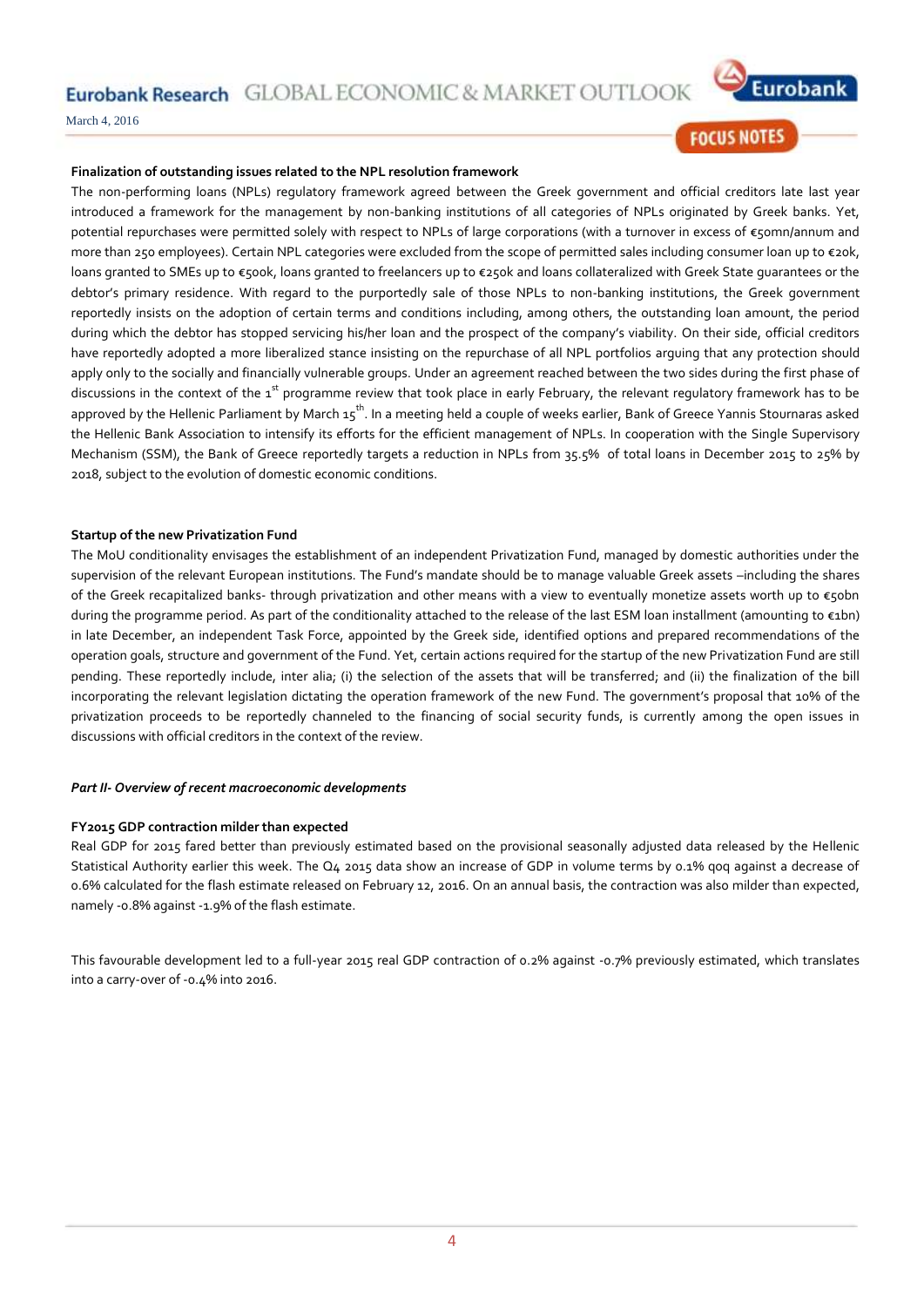**Finalization of outstanding issues related to the NPL resolution framework**

The non-performing loans (NPLs) regulatory framework agreed between the Greek government and official creditors late last year introduced a framework for the management by non-banking institutions of all categories of NPLs originated by Greek banks. Yet, potential repurchases were permitted solely with respect to NPLs of large corporations (with a turnover in excess of €50mn/annum and more than 250 employees). Certain NPL categories were excluded from the scope of permitted sales including consumer loan up to €20k, loans granted to SMEs up to €500k, loans granted to freelancers up to €250k and loans collateralized with Greek State guarantees or the debtor's primary residence. With regard to the purportedly sale of those NPLs to non-banking institutions, the Greek government reportedly insists on the adoption of certain terms and conditions including, among others, the outstanding loan amount, the period during which the debtor has stopped servicing his/her loan and the prospect of the company's viability. On their side, official creditors have reportedly adopted a more liberalized stance insisting on the repurchase of all NPL portfolios arguing that any protection should apply only to the socially and financially vulnerable groups. Under an agreement reached between the two sides during the first phase of discussions in the context of the 1st programme review that took place in early February, the relevant regulatory framework has to be approved by the Hellenic Parliament by March 15th. In a meeting held a couple of weeks earlier, Bank of Greece Yannis Stournaras asked the Hellenic Bank Association to intensify its efforts for the efficient management of NPLs. In cooperation with the Single Supervisory Mechanism (SSM), the Bank of Greece reportedly targets a reduction in NPLs from 35.5% of total loans in December 2015 to 25% by 2018, subject to the evolution of domestic economic conditions.

**Startup of the new Privatization Fund**

The MoU conditionality envisages the establishment of an independent Privatization Fund, managed by domestic authorities under the supervision of the relevant European institutions. The Fund's mandate should be to manage valuable Greek assets –including the shares of the Greek recapitalized banks- through privatization and other means with a view to eventually monetize assets worth up to €50bn during the programme period. As part of the conditionality attached to the release of the last ESM loan installment (amounting to €1bn) in late December, an independent Task Force, appointed by the Greek side, identified options and prepared recommendations of the operation goals, structure and government of the Fund. Yet, certain actions required for the startup of the new Privatization Fund are still pending. These reportedly include, inter alia; (i) the selection of the assets that will be transferred; and (ii) the finalization of the bill incorporating the relevant legislation dictating the operation framework of the new Fund. The government's proposal that 10% of the privatization proceeds to be reportedly channeled to the financing of social security funds, is currently among the open issues in discussions with official creditors in the context of the review.

***Part II- Overview of recent macroeconomic developments***

**FY2015 GDP contraction milder than expected**

Real GDP for 2015 fared better than previously estimated based on the provisional seasonally adjusted data released by the Hellenic Statistical Authority earlier this week. The Q4 2015 data show an increase of GDP in volume terms by 0.1% qoq against a decrease of 0.6% calculated for the flash estimate released on February 12, 2016. On an annual basis, the contraction was also milder than expected, namely -0.8% against -1.9% of the flash estimate.

This favourable development led to a full-year 2015 real GDP contraction of 0.2% against -0.7% previously estimated, which translates into a carry-over of -0.4% into 2016.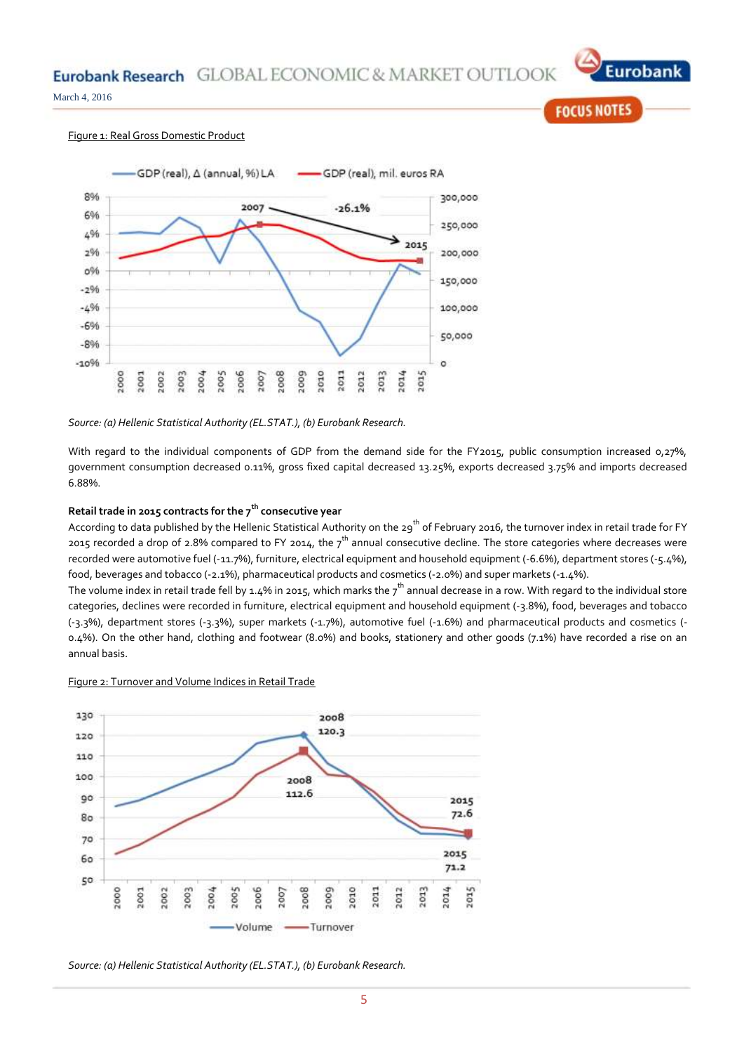Figure 1: Real Gross Domestic Product

Source: (a) Hellenic Statistical Authority (EL.STAT.), (b) Eurobank Research.

With regard to the individual components of GDP from the demand side for the FY2015, public consumption increased 0,27%, government consumption decreased 0.11%, gross fixed capital decreased 13.25%, exports decreased 3.75% and imports decreased 6.88%.

**Retail trade in 2015 contracts for the 7th consecutive year**

According to data published by the Hellenic Statistical Authority on the 29th of February 2016, the turnover index in retail trade for FY 2015 recorded a drop of 2.8% compared to FY 2014, the 7th annual consecutive decline. The store categories where decreases were recorded were automotive fuel (-11.7%), furniture, electrical equipment and household equipment (-6.6%), department stores (-5.4%), food, beverages and tobacco (-2.1%), pharmaceutical products and cosmetics (-2.0%) and super markets (-1.4%).

The volume index in retail trade fell by 1.4% in 2015, which marks the 7th annual decrease in a row. With regard to the individual store categories, declines were recorded in furniture, electrical equipment and household equipment (-3.8%), food, beverages and tobacco (-3.3%), department stores (-3.3%), super markets (-1.7%), automotive fuel (-1.6%) and pharmaceutical products and cosmetics (-0.4%). On the other hand, clothing and footwear (8.0%) and books, stationery and other goods (7.1%) have recorded a rise on an annual basis.

Figure 2: Turnover and Volume Indices in Retail Trade

Source: (a) Hellenic Statistical Authority (EL.STAT.), (b) Eurobank Research.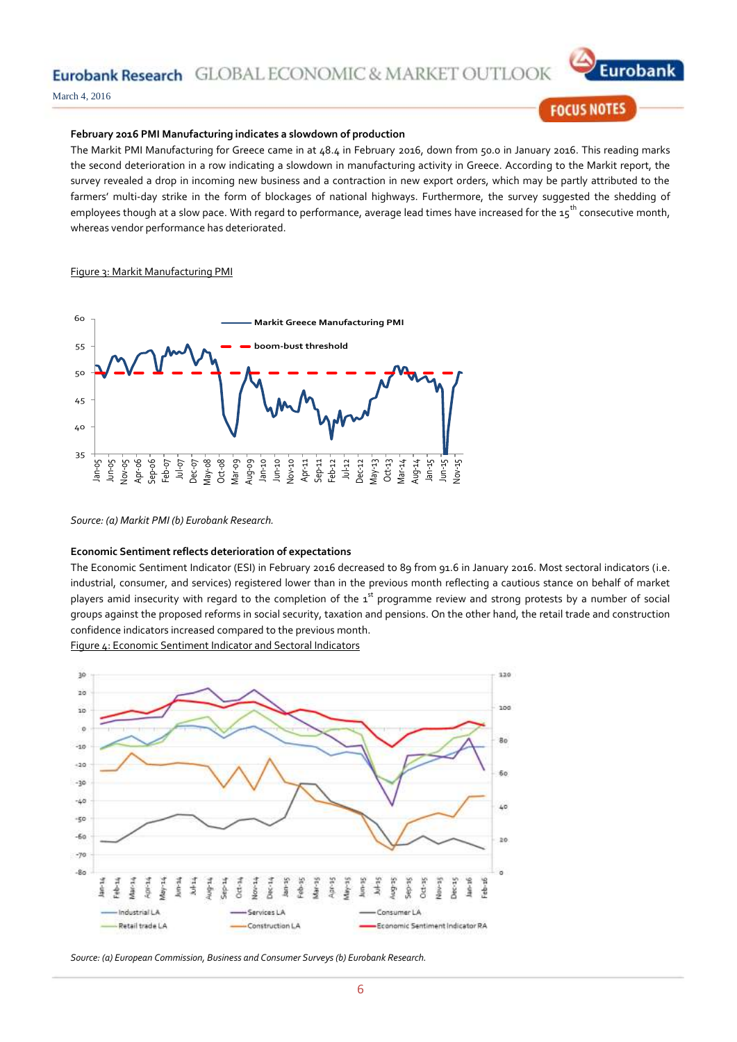**February 2016 PMI Manufacturing indicates a slowdown of production**

The Markit PMI Manufacturing for Greece came in at 48.4 in February 2016, down from 50.0 in January 2016. This reading marks the second deterioration in a row indicating a slowdown in manufacturing activity in Greece. According to the Markit report, the survey revealed a drop in incoming new business and a contraction in new export orders, which may be partly attributed to the farmers' multi-day strike in the form of blockages of national highways. Furthermore, the survey suggested the shedding of employees though at a slow pace. With regard to performance, average lead times have increased for the 15th consecutive month, whereas vendor performance has deteriorated.

Figure 3: Markit Manufacturing PMI

*Source: (a) Markit PMI (b) Eurobank Research.*

**Economic Sentiment reflects deterioration of expectations**

The Economic Sentiment Indicator (ESI) in February 2016 decreased to 89 from 91.6 in January 2016. Most sectoral indicators (i.e. industrial, consumer, and services) registered lower than in the previous month reflecting a cautious stance on behalf of market players amid insecurity with regard to the completion of the 1st programme review and strong protests by a number of social groups against the proposed reforms in social security, taxation and pensions. On the other hand, the retail trade and construction confidence indicators increased compared to the previous month.

Figure 4: Economic Sentiment Indicator and Sectoral Indicators

*Source: (a) European Commission, Business and Consumer Surveys (b) Eurobank Research.*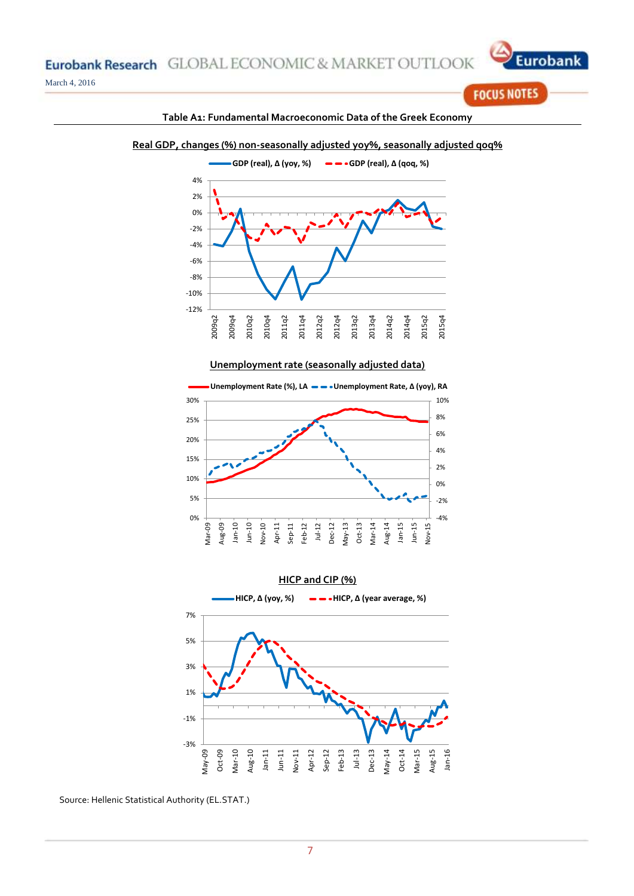## Table A1: Fundamental Macroeconomic Data of the Greek Economy

**Real GDP, changes (%) non-seasonally adjusted yoy%, seasonally adjusted qoq%**

GDP (real), Δ (yoy, %) — GDP (real), Δ (qoq, %)

**Unemployment rate (seasonally adjusted data)**

Unemployment Rate (%), LA — Unemployment Rate, Δ (yoy), RA

**HICP and CIP (%)**

HICP, Δ (yoy, %) — HICP, Δ (year average, %)

Source: Hellenic Statistical Authority (EL.STAT.)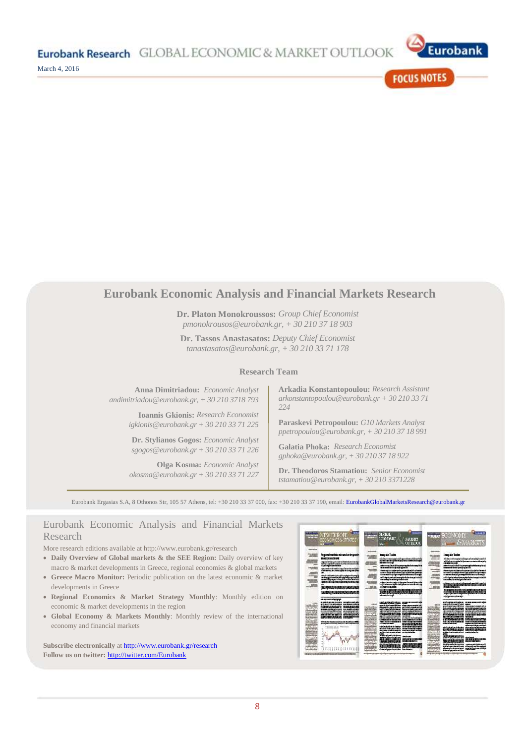# Eurobank Economic Analysis and Financial Markets Research

**Dr. Platon Monokroussos:** *Group Chief Economist*
*pmonokrousos@eurobank.gr, + 30 210 37 18 903*

**Dr. Tassos Anastasatos:** *Deputy Chief Economist*
*tanastasatos@eurobank.gr, + 30 210 33 71 178*

## Research Team

**Anna Dimitriadou:** *Economic Analyst*
*andimitriadou@eurobank.gr, + 30 210 3718 793*

**Ioannis Gkionis:** *Research Economist*
*igkionis@eurobank.gr + 30 210 33 71 225*

**Dr. Stylianos Gogos:** *Economic Analyst*
*sgogos@eurobank.gr + 30 210 33 71 226*

**Olga Kosma:** *Economic Analyst*
*okosma@eurobank.gr + 30 210 33 71 227*

**Arkadia Konstantopoulou:** *Research Assistant*
*arkonstantopoulou@eurobank.gr + 30 210 33 71 224*

**Paraskevi Petropoulou:** *G10 Markets Analyst*
*ppetropoulou@eurobank.gr, + 30 210 37 18 991*

**Galatia Phoka:** *Research Economist*
*gphoka@eurobank.gr, + 30 210 37 18 922*

**Dr. Theodoros Stamatiou:** *Senior Economist*
*tstamatiou@eurobank.gr, + 30 210 3371228*

Eurobank Ergasias S.A, 8 Othonos Str, 105 57 Athens, tel: +30 210 33 37 000, fax: +30 210 33 37 190, email: EurobankGlobalMarketsResearch@eurobank.gr

## Eurobank Economic Analysis and Financial Markets Research

More research editions available at http://www.eurobank.gr/research

- **Daily Overview of Global markets & the SEE Region:** Daily overview of key macro & market developments in Greece, regional economies & global markets
- **Greece Macro Monitor:** Periodic publication on the latest economic & market developments in Greece
- **Regional Economics & Market Strategy Monthly**: Monthly edition on economic & market developments in the region
- **Global Economy & Markets Monthly**: Monthly review of the international economy and financial markets

**Subscribe electronically** at http://www.eurobank.gr/research
**Follow us on twitter:** http://twitter.com/Eurobank